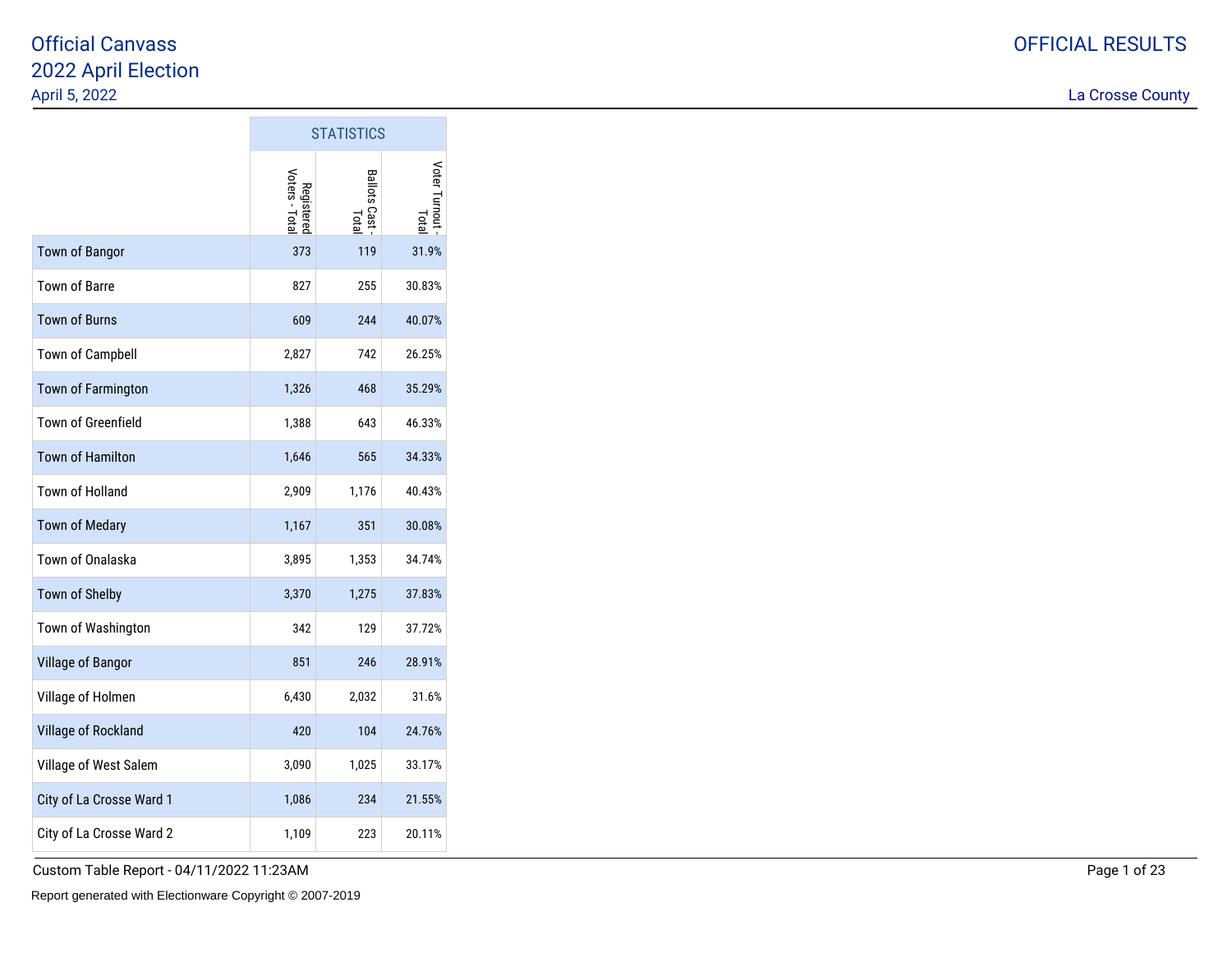# Official Canvass

# 2022 April Election

April 5, 2022

OFFICIAL RESULTS

La Crosse County

| | STATISTICS | | |
|---|---|---|---|
| | Registered Voters - Total | Ballots Cast - Total | Voter Turnout - Total |
| Town of Bangor | 373 | 119 | 31.9% |
| Town of Barre | 827 | 255 | 30.83% |
| Town of Burns | 609 | 244 | 40.07% |
| Town of Campbell | 2,827 | 742 | 26.25% |
| Town of Farmington | 1,326 | 468 | 35.29% |
| Town of Greenfield | 1,388 | 643 | 46.33% |
| Town of Hamilton | 1,646 | 565 | 34.33% |
| Town of Holland | 2,909 | 1,176 | 40.43% |
| Town of Medary | 1,167 | 351 | 30.08% |
| Town of Onalaska | 3,895 | 1,353 | 34.74% |
| Town of Shelby | 3,370 | 1,275 | 37.83% |
| Town of Washington | 342 | 129 | 37.72% |
| Village of Bangor | 851 | 246 | 28.91% |
| Village of Holmen | 6,430 | 2,032 | 31.6% |
| Village of Rockland | 420 | 104 | 24.76% |
| Village of West Salem | 3,090 | 1,025 | 33.17% |
| City of La Crosse Ward 1 | 1,086 | 234 | 21.55% |
| City of La Crosse Ward 2 | 1,109 | 223 | 20.11% |

Custom Table Report - 04/11/2022 11:23AM

Report generated with Electionware Copyright © 2007-2019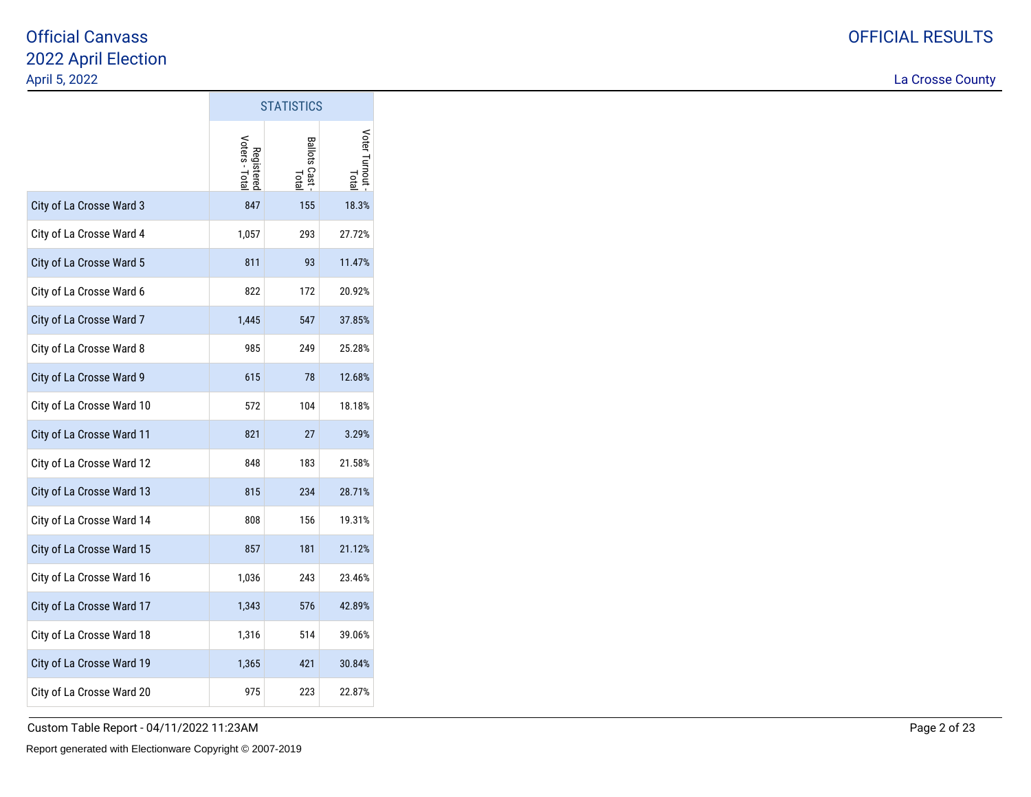# Official Canvass
# 2022 April Election

April 5, 2022

OFFICIAL RESULTS

La Crosse County

| | STATISTICS | | |
|---|---|---|---|
| | Registered Voters - Total | Ballots Cast - Total | Voter Turnout - Total |
| City of La Crosse Ward 3 | 847 | 155 | 18.3% |
| City of La Crosse Ward 4 | 1,057 | 293 | 27.72% |
| City of La Crosse Ward 5 | 811 | 93 | 11.47% |
| City of La Crosse Ward 6 | 822 | 172 | 20.92% |
| City of La Crosse Ward 7 | 1,445 | 547 | 37.85% |
| City of La Crosse Ward 8 | 985 | 249 | 25.28% |
| City of La Crosse Ward 9 | 615 | 78 | 12.68% |
| City of La Crosse Ward 10 | 572 | 104 | 18.18% |
| City of La Crosse Ward 11 | 821 | 27 | 3.29% |
| City of La Crosse Ward 12 | 848 | 183 | 21.58% |
| City of La Crosse Ward 13 | 815 | 234 | 28.71% |
| City of La Crosse Ward 14 | 808 | 156 | 19.31% |
| City of La Crosse Ward 15 | 857 | 181 | 21.12% |
| City of La Crosse Ward 16 | 1,036 | 243 | 23.46% |
| City of La Crosse Ward 17 | 1,343 | 576 | 42.89% |
| City of La Crosse Ward 18 | 1,316 | 514 | 39.06% |
| City of La Crosse Ward 19 | 1,365 | 421 | 30.84% |
| City of La Crosse Ward 20 | 975 | 223 | 22.87% |

Custom Table Report - 04/11/2022 11:23AM

Report generated with Electionware Copyright © 2007-2019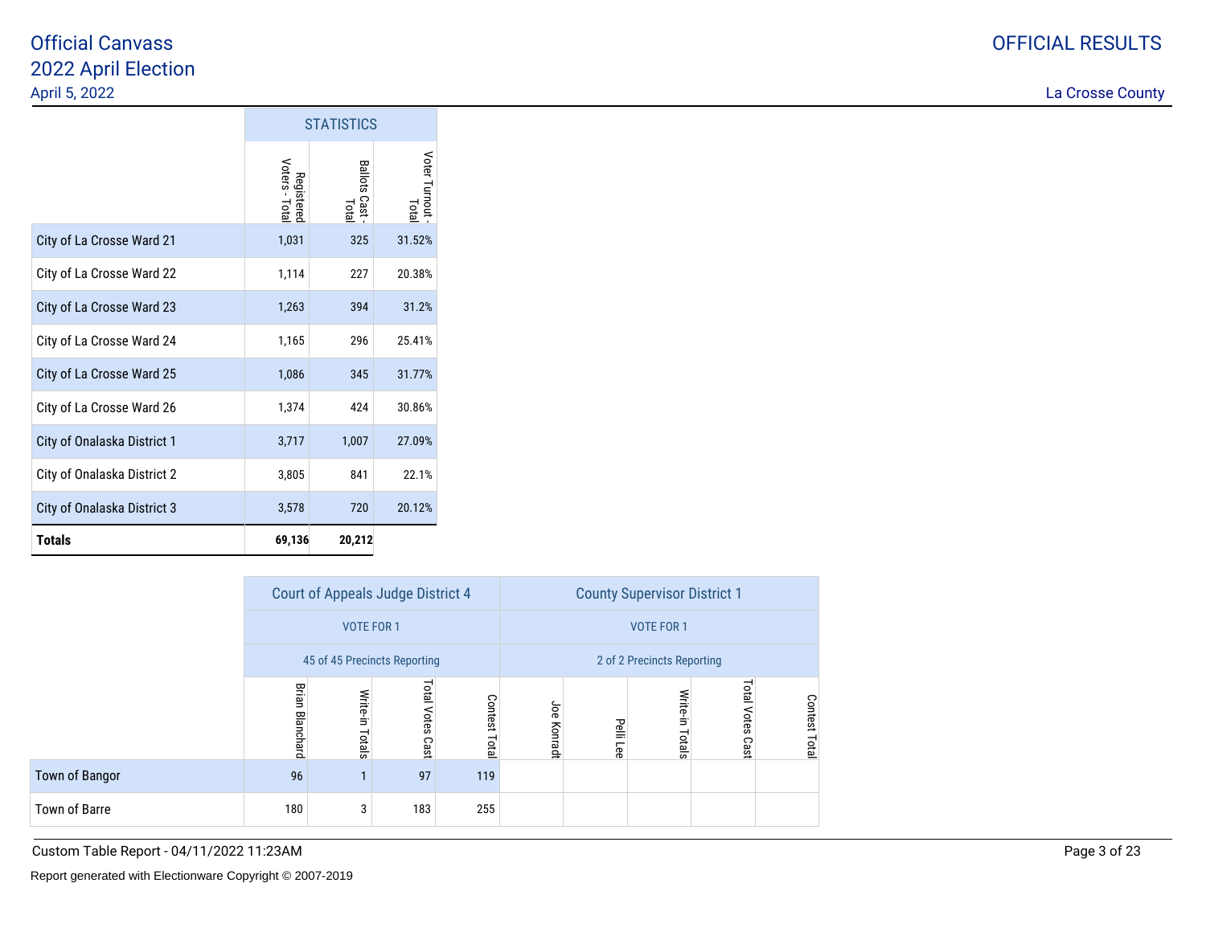# Official Canvass
# 2022 April Election

April 5, 2022

OFFICIAL RESULTS

La Crosse County

| | STATISTICS | | |
|---|---|---|---|
| | Registered Voters - Total | Ballots Cast - Total | Voter Turnout - Total |
| City of La Crosse Ward 21 | 1,031 | 325 | 31.52% |
| City of La Crosse Ward 22 | 1,114 | 227 | 20.38% |
| City of La Crosse Ward 23 | 1,263 | 394 | 31.2% |
| City of La Crosse Ward 24 | 1,165 | 296 | 25.41% |
| City of La Crosse Ward 25 | 1,086 | 345 | 31.77% |
| City of La Crosse Ward 26 | 1,374 | 424 | 30.86% |
| City of Onalaska District 1 | 3,717 | 1,007 | 27.09% |
| City of Onalaska District 2 | 3,805 | 841 | 22.1% |
| City of Onalaska District 3 | 3,578 | 720 | 20.12% |
| **Totals** | **69,136** | **20,212** | |

| | Court of Appeals Judge District 4 | | | | County Supervisor District 1 | | | | |
|---|---|---|---|---|---|---|---|---|---|
| | VOTE FOR 1 | | | | VOTE FOR 1 | | | | |
| | 45 of 45 Precincts Reporting | | | | 2 of 2 Precincts Reporting | | | | |
| | Brian Blanchard | Write-in Totals | Total Votes Cast | Contest Total | Joe Konradt | Pelli Lee | Write-in Totals | Total Votes Cast | Contest Total |
| Town of Bangor | 96 | 1 | 97 | 119 | | | | | |
| Town of Barre | 180 | 3 | 183 | 255 | | | | | |

Custom Table Report - 04/11/2022 11:23AM

Report generated with Electionware Copyright © 2007-2019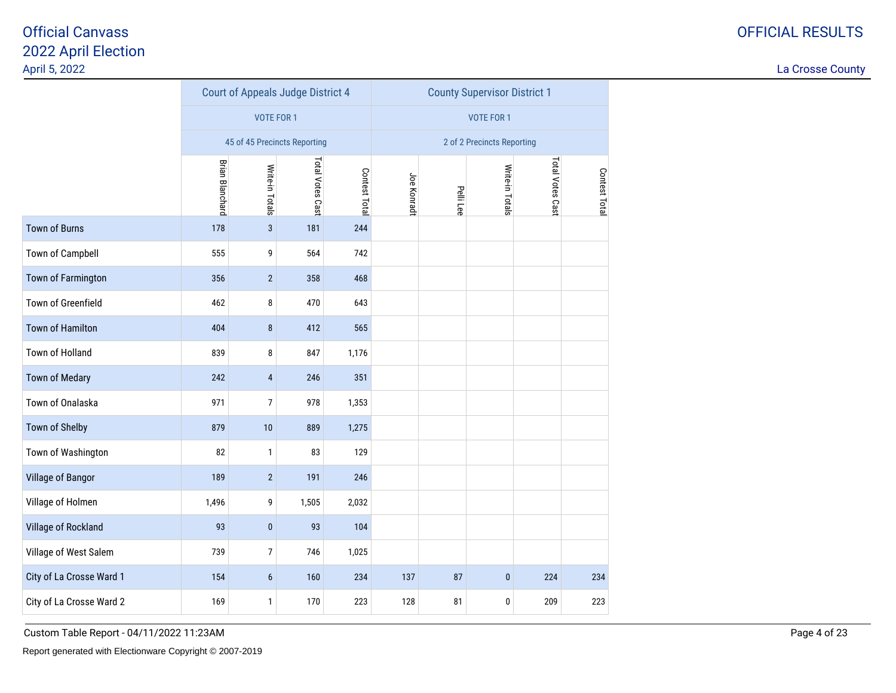# Official Canvass
## 2022 April Election
April 5, 2022

OFFICIAL RESULTS

La Crosse County

| | Court of Appeals Judge District 4 | | | | County Supervisor District 1 | | | | |
|---|---|---|---|---|---|---|---|---|---|
| | VOTE FOR 1 | | | | VOTE FOR 1 | | | | |
| | 45 of 45 Precincts Reporting | | | | 2 of 2 Precincts Reporting | | | | |
| | Brian Blanchard | Write-in Totals | Total Votes Cast | Contest Total | Joe Konradt | Pelli Lee | Write-in Totals | Total Votes Cast | Contest Total |
| Town of Burns | 178 | 3 | 181 | 244 | | | | | |
| Town of Campbell | 555 | 9 | 564 | 742 | | | | | |
| Town of Farmington | 356 | 2 | 358 | 468 | | | | | |
| Town of Greenfield | 462 | 8 | 470 | 643 | | | | | |
| Town of Hamilton | 404 | 8 | 412 | 565 | | | | | |
| Town of Holland | 839 | 8 | 847 | 1,176 | | | | | |
| Town of Medary | 242 | 4 | 246 | 351 | | | | | |
| Town of Onalaska | 971 | 7 | 978 | 1,353 | | | | | |
| Town of Shelby | 879 | 10 | 889 | 1,275 | | | | | |
| Town of Washington | 82 | 1 | 83 | 129 | | | | | |
| Village of Bangor | 189 | 2 | 191 | 246 | | | | | |
| Village of Holmen | 1,496 | 9 | 1,505 | 2,032 | | | | | |
| Village of Rockland | 93 | 0 | 93 | 104 | | | | | |
| Village of West Salem | 739 | 7 | 746 | 1,025 | | | | | |
| City of La Crosse Ward 1 | 154 | 6 | 160 | 234 | 137 | 87 | 0 | 224 | 234 |
| City of La Crosse Ward 2 | 169 | 1 | 170 | 223 | 128 | 81 | 0 | 209 | 223 |

Custom Table Report - 04/11/2022 11:23AM

Report generated with Electionware Copyright © 2007-2019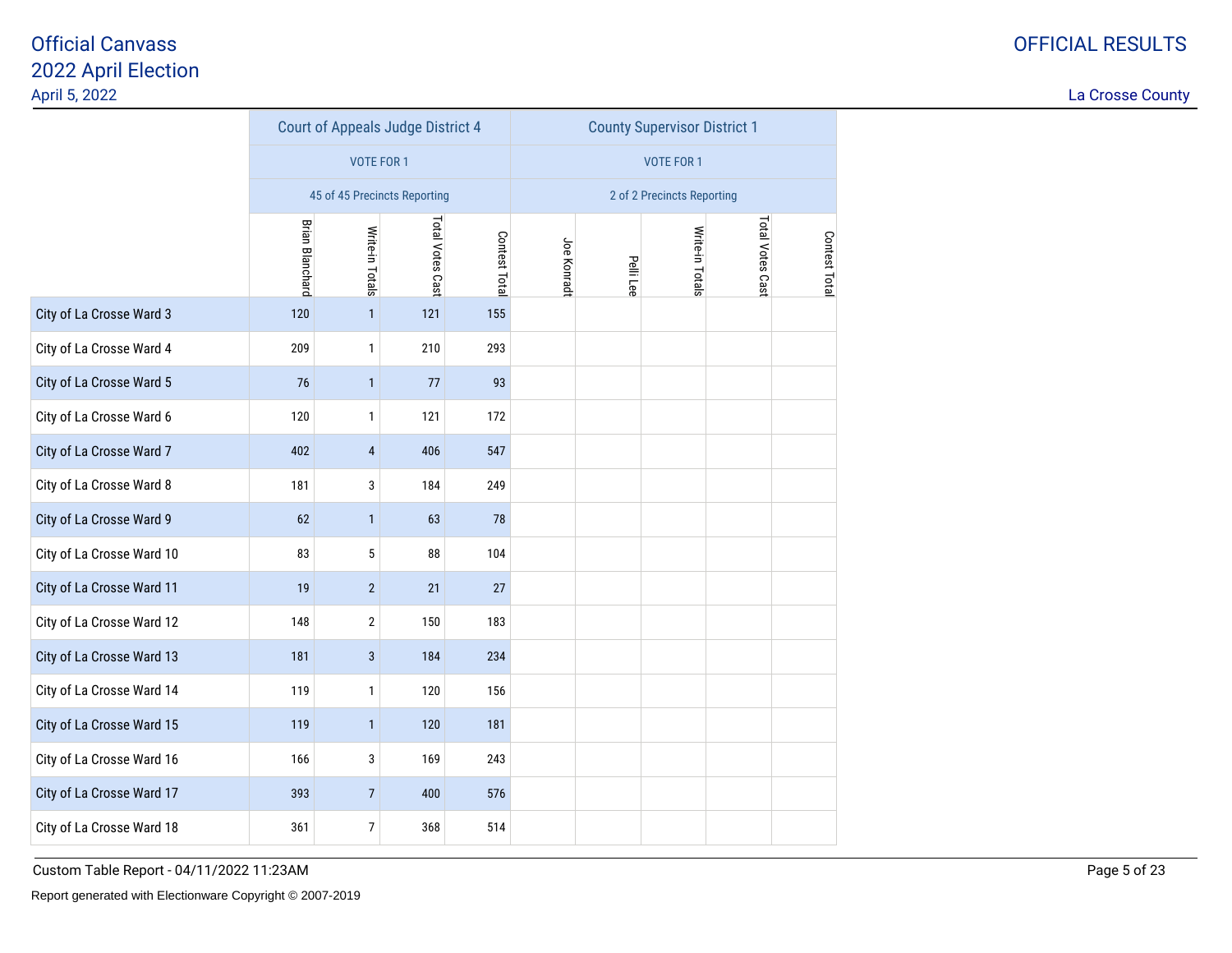# Official Canvass
## 2022 April Election
April 5, 2022

OFFICIAL RESULTS

La Crosse County

| | Court of Appeals Judge District 4 | | | | County Supervisor District 1 | | | | |
|---|---|---|---|---|---|---|---|---|---|
| | VOTE FOR 1 | | | | VOTE FOR 1 | | | | |
| | 45 of 45 Precincts Reporting | | | | 2 of 2 Precincts Reporting | | | | |
| | Brian Blanchard | Write-in Totals | Total Votes Cast | Contest Total | Joe Konradt | Pelli Lee | Write-in Totals | Total Votes Cast | Contest Total |
| City of La Crosse Ward 3 | 120 | 1 | 121 | 155 | | | | | |
| City of La Crosse Ward 4 | 209 | 1 | 210 | 293 | | | | | |
| City of La Crosse Ward 5 | 76 | 1 | 77 | 93 | | | | | |
| City of La Crosse Ward 6 | 120 | 1 | 121 | 172 | | | | | |
| City of La Crosse Ward 7 | 402 | 4 | 406 | 547 | | | | | |
| City of La Crosse Ward 8 | 181 | 3 | 184 | 249 | | | | | |
| City of La Crosse Ward 9 | 62 | 1 | 63 | 78 | | | | | |
| City of La Crosse Ward 10 | 83 | 5 | 88 | 104 | | | | | |
| City of La Crosse Ward 11 | 19 | 2 | 21 | 27 | | | | | |
| City of La Crosse Ward 12 | 148 | 2 | 150 | 183 | | | | | |
| City of La Crosse Ward 13 | 181 | 3 | 184 | 234 | | | | | |
| City of La Crosse Ward 14 | 119 | 1 | 120 | 156 | | | | | |
| City of La Crosse Ward 15 | 119 | 1 | 120 | 181 | | | | | |
| City of La Crosse Ward 16 | 166 | 3 | 169 | 243 | | | | | |
| City of La Crosse Ward 17 | 393 | 7 | 400 | 576 | | | | | |
| City of La Crosse Ward 18 | 361 | 7 | 368 | 514 | | | | | |

Custom Table Report - 04/11/2022 11:23AM

Report generated with Electionware Copyright © 2007-2019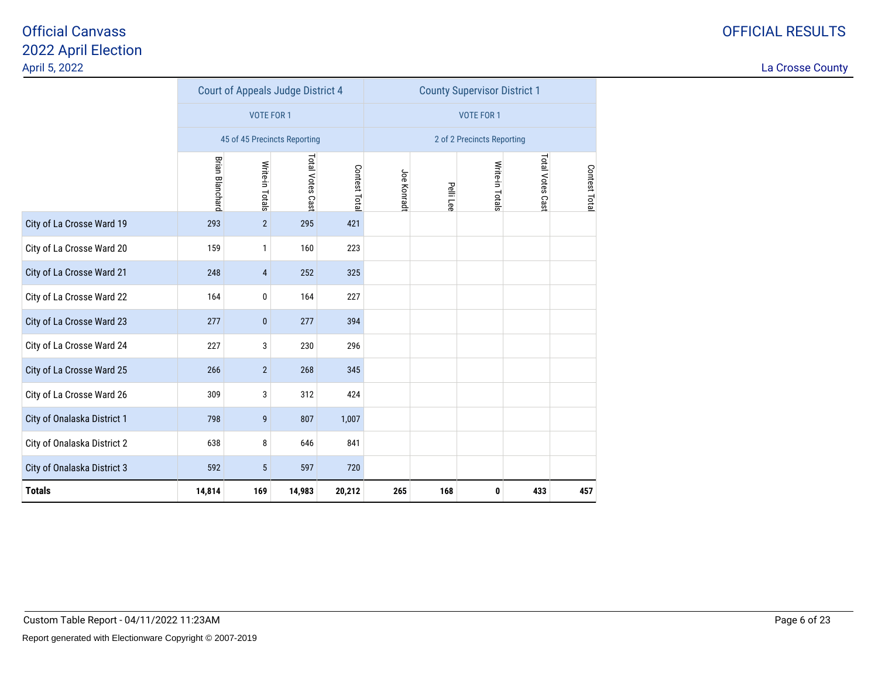# Official Canvass
## 2022 April Election

April 5, 2022

OFFICIAL RESULTS

La Crosse County

| | Court of Appeals Judge District 4 | | | | County Supervisor District 1 | | | | |
|---|---|---|---|---|---|---|---|---|---|
| | VOTE FOR 1 | | | | VOTE FOR 1 | | | | |
| | 45 of 45 Precincts Reporting | | | | 2 of 2 Precincts Reporting | | | | |
| | Brian Blanchard | Write-in Totals | Total Votes Cast | Contest Total | Joe Konradt | Pelli Lee | Write-in Totals | Total Votes Cast | Contest Total |
| City of La Crosse Ward 19 | 293 | 2 | 295 | 421 | | | | | |
| City of La Crosse Ward 20 | 159 | 1 | 160 | 223 | | | | | |
| City of La Crosse Ward 21 | 248 | 4 | 252 | 325 | | | | | |
| City of La Crosse Ward 22 | 164 | 0 | 164 | 227 | | | | | |
| City of La Crosse Ward 23 | 277 | 0 | 277 | 394 | | | | | |
| City of La Crosse Ward 24 | 227 | 3 | 230 | 296 | | | | | |
| City of La Crosse Ward 25 | 266 | 2 | 268 | 345 | | | | | |
| City of La Crosse Ward 26 | 309 | 3 | 312 | 424 | | | | | |
| City of Onalaska District 1 | 798 | 9 | 807 | 1,007 | | | | | |
| City of Onalaska District 2 | 638 | 8 | 646 | 841 | | | | | |
| City of Onalaska District 3 | 592 | 5 | 597 | 720 | | | | | |
| **Totals** | **14,814** | **169** | **14,983** | **20,212** | **265** | **168** | **0** | **433** | **457** |

Custom Table Report - 04/11/2022 11:23AM

Report generated with Electionware Copyright © 2007-2019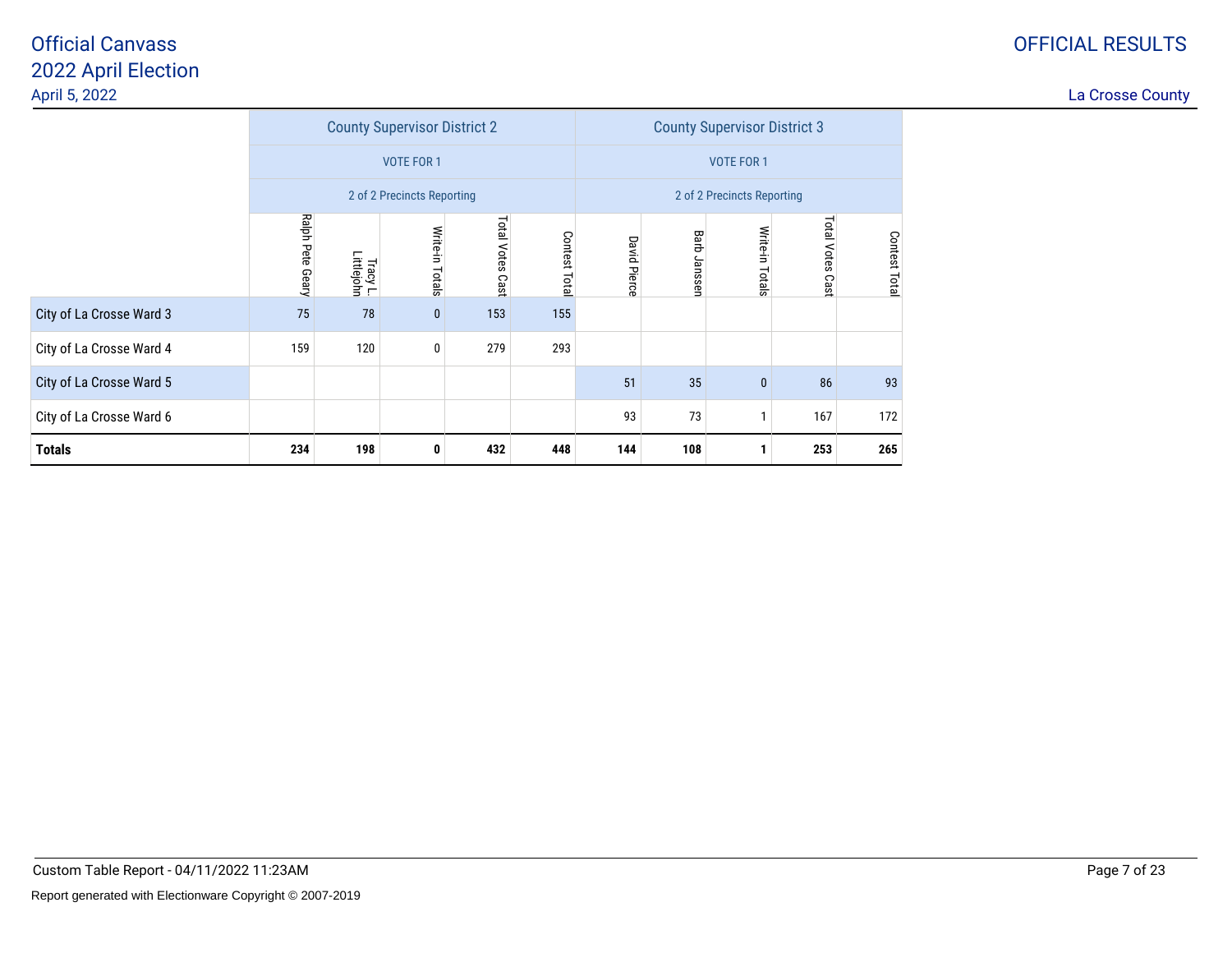# Official Canvass
## 2022 April Election
April 5, 2022

OFFICIAL RESULTS

La Crosse County

| | County Supervisor District 2 | | | | | County Supervisor District 3 | | | | |
|---|---|---|---|---|---|---|---|---|---|---|
| | VOTE FOR 1 | | | | | VOTE FOR 1 | | | | |
| | 2 of 2 Precincts Reporting | | | | | 2 of 2 Precincts Reporting | | | | |
| | Ralph Pete Geary | Tracy L. Littlejohn | Write-in Totals | Total Votes Cast | Contest Total | David Pierce | Barb Janssen | Write-in Totals | Total Votes Cast | Contest Total |
| City of La Crosse Ward 3 | 75 | 78 | 0 | 153 | 155 | | | | | |
| City of La Crosse Ward 4 | 159 | 120 | 0 | 279 | 293 | | | | | |
| City of La Crosse Ward 5 | | | | | | 51 | 35 | 0 | 86 | 93 |
| City of La Crosse Ward 6 | | | | | | 93 | 73 | 1 | 167 | 172 |
| **Totals** | **234** | **198** | **0** | **432** | **448** | **144** | **108** | **1** | **253** | **265** |

Custom Table Report - 04/11/2022 11:23AM

Report generated with Electionware Copyright © 2007-2019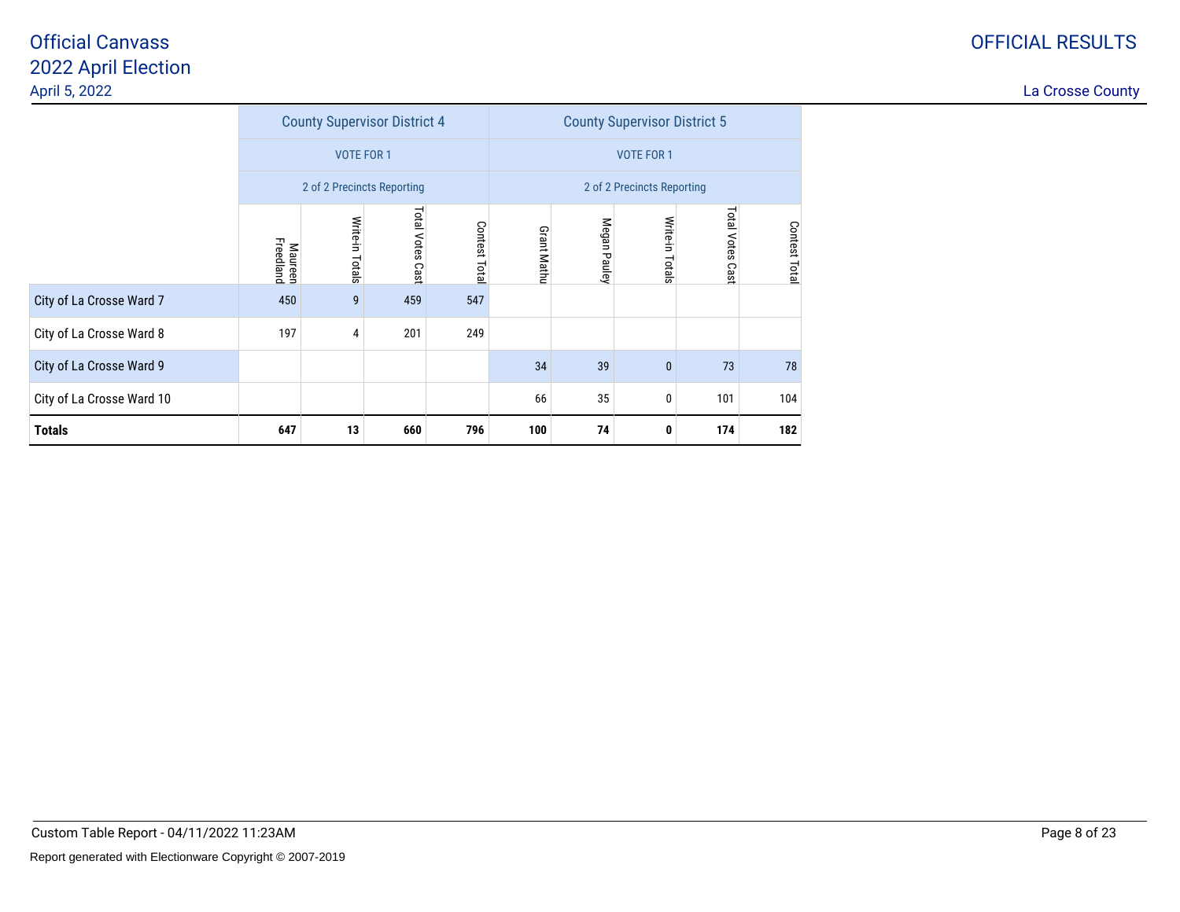Official Canvass
2022 April Election
April 5, 2022

OFFICIAL RESULTS

La Crosse County

| | County Supervisor District 4 | | | | County Supervisor District 5 | | | | |
|---|---|---|---|---|---|---|---|---|---|
| | VOTE FOR 1 | | | | VOTE FOR 1 | | | | |
| | 2 of 2 Precincts Reporting | | | | 2 of 2 Precincts Reporting | | | | |
| | Maureen Freedland | Write-in Totals | Total Votes Cast | Contest Total | Grant Mathu | Megan Pauley | Write-in Totals | Total Votes Cast | Contest Total |
| City of La Crosse Ward 7 | 450 | 9 | 459 | 547 | | | | | |
| City of La Crosse Ward 8 | 197 | 4 | 201 | 249 | | | | | |
| City of La Crosse Ward 9 | | | | | 34 | 39 | 0 | 73 | 78 |
| City of La Crosse Ward 10 | | | | | 66 | 35 | 0 | 101 | 104 |
| **Totals** | **647** | **13** | **660** | **796** | **100** | **74** | **0** | **174** | **182** |

Custom Table Report - 04/11/2022 11:23AM

Report generated with Electionware Copyright © 2007-2019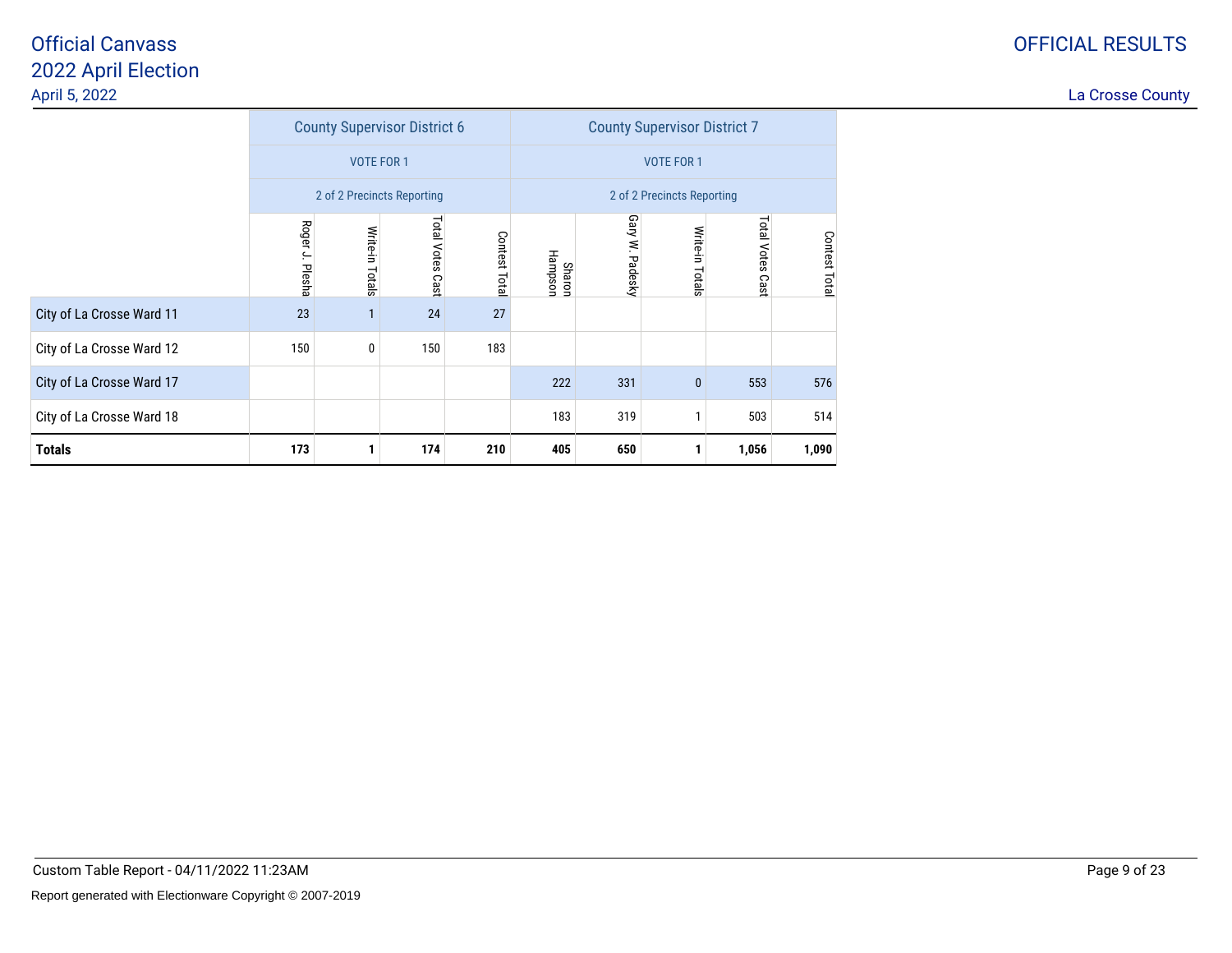Official Canvass
2022 April Election
April 5, 2022

OFFICIAL RESULTS

La Crosse County

| | County Supervisor District 6 | | | | County Supervisor District 7 | | | | |
|---|---|---|---|---|---|---|---|---|---|
| | VOTE FOR 1 | | | | VOTE FOR 1 | | | | |
| | 2 of 2 Precincts Reporting | | | | 2 of 2 Precincts Reporting | | | | |
| | Roger J. Plesha | Write-in Totals | Total Votes Cast | Contest Total | Sharon Hampson | Gary W. Padesky | Write-in Totals | Total Votes Cast | Contest Total |
| City of La Crosse Ward 11 | 23 | 1 | 24 | 27 | | | | | |
| City of La Crosse Ward 12 | 150 | 0 | 150 | 183 | | | | | |
| City of La Crosse Ward 17 | | | | | 222 | 331 | 0 | 553 | 576 |
| City of La Crosse Ward 18 | | | | | 183 | 319 | 1 | 503 | 514 |
| **Totals** | **173** | **1** | **174** | **210** | **405** | **650** | **1** | **1,056** | **1,090** |

Custom Table Report - 04/11/2022 11:23AM

Report generated with Electionware Copyright © 2007-2019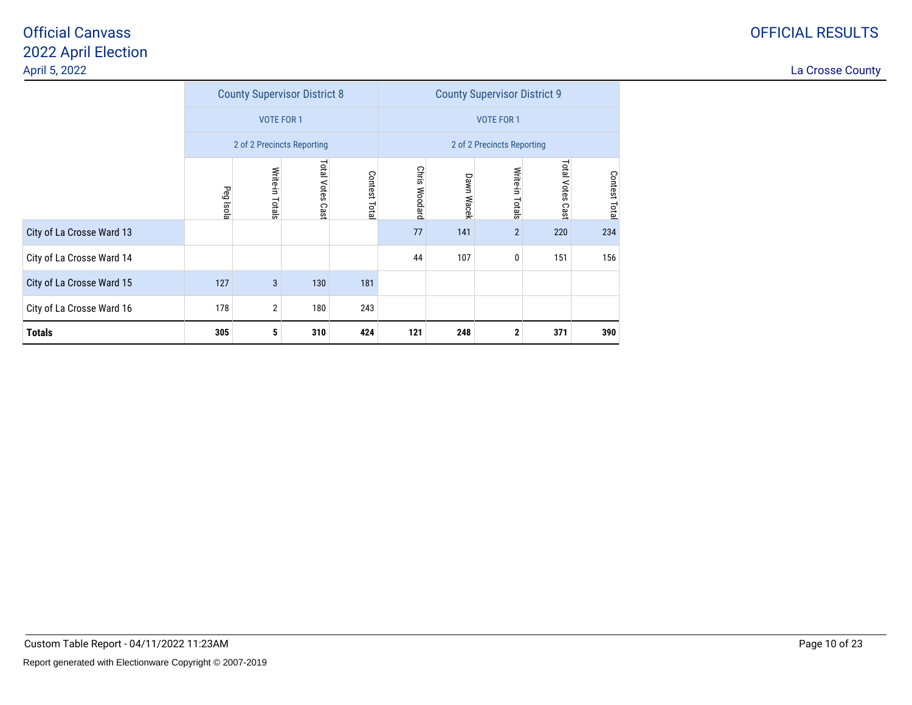# Official Canvass
## 2022 April Election
April 5, 2022

OFFICIAL RESULTS

La Crosse County

| | County Supervisor District 8 | | | | County Supervisor District 9 | | | | |
|---|---|---|---|---|---|---|---|---|---|
| | VOTE FOR 1 | | | | VOTE FOR 1 | | | | |
| | 2 of 2 Precincts Reporting | | | | 2 of 2 Precincts Reporting | | | | |
| | Peg Isola | Write-in Totals | Total Votes Cast | Contest Total | Chris Woodard | Dawn Wacek | Write-in Totals | Total Votes Cast | Contest Total |
| City of La Crosse Ward 13 | | | | | 77 | 141 | 2 | 220 | 234 |
| City of La Crosse Ward 14 | | | | | 44 | 107 | 0 | 151 | 156 |
| City of La Crosse Ward 15 | 127 | 3 | 130 | 181 | | | | | |
| City of La Crosse Ward 16 | 178 | 2 | 180 | 243 | | | | | |
| **Totals** | **305** | **5** | **310** | **424** | **121** | **248** | **2** | **371** | **390** |

Custom Table Report - 04/11/2022 11:23AM

Report generated with Electionware Copyright © 2007-2019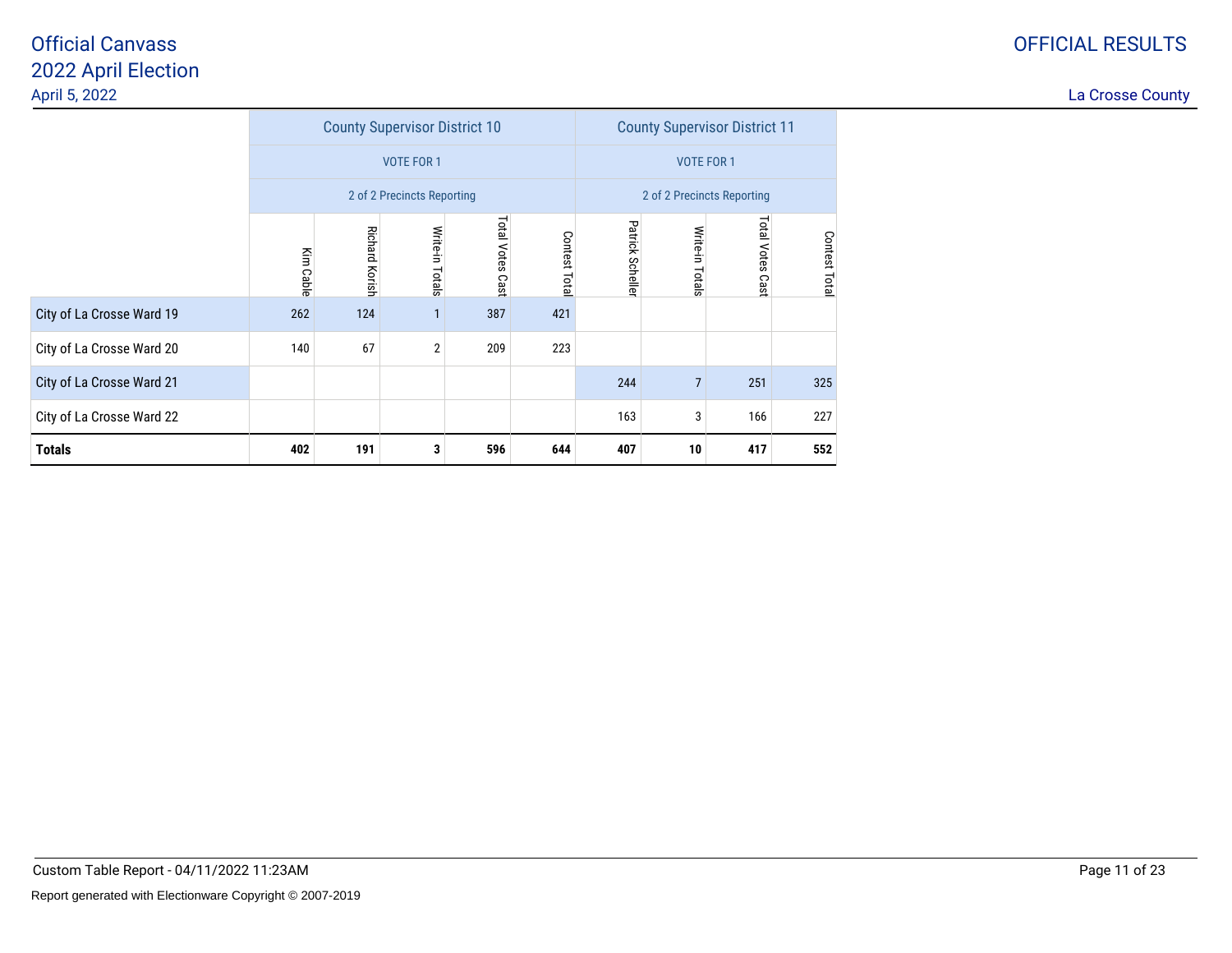# Official Canvass
## 2022 April Election

April 5, 2022

OFFICIAL RESULTS

La Crosse County

| | County Supervisor District 10 | | | | | County Supervisor District 11 | | | |
|---|---|---|---|---|---|---|---|---|---|
| | VOTE FOR 1 | | | | | VOTE FOR 1 | | | |
| | 2 of 2 Precincts Reporting | | | | | 2 of 2 Precincts Reporting | | | |
| | Kim Cable | Richard Korish | Write-in Totals | Total Votes Cast | Contest Total | Patrick Scheller | Write-in Totals | Total Votes Cast | Contest Total |
| City of La Crosse Ward 19 | 262 | 124 | 1 | 387 | 421 | | | | |
| City of La Crosse Ward 20 | 140 | 67 | 2 | 209 | 223 | | | | |
| City of La Crosse Ward 21 | | | | | | 244 | 7 | 251 | 325 |
| City of La Crosse Ward 22 | | | | | | 163 | 3 | 166 | 227 |
| **Totals** | **402** | **191** | **3** | **596** | **644** | **407** | **10** | **417** | **552** |

Custom Table Report - 04/11/2022 11:23AM

Report generated with Electionware Copyright © 2007-2019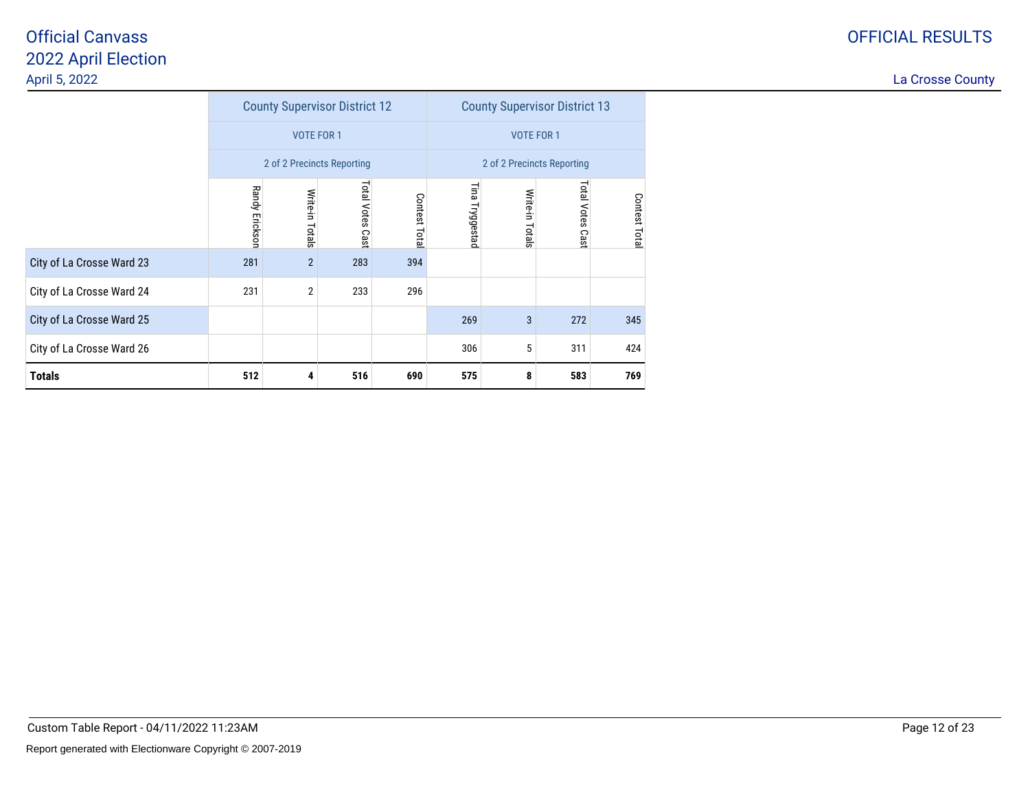Official Canvass
2022 April Election
April 5, 2022

OFFICIAL RESULTS

La Crosse County

| | County Supervisor District 12 | | | | County Supervisor District 13 | | | |
|---|---|---|---|---|---|---|---|---|
| | VOTE FOR 1 | | | | VOTE FOR 1 | | | |
| | 2 of 2 Precincts Reporting | | | | 2 of 2 Precincts Reporting | | | |
| | Randy Erickson | Write-in Totals | Total Votes Cast | Contest Total | Tina Tryggestad | Write-in Totals | Total Votes Cast | Contest Total |
| City of La Crosse Ward 23 | 281 | 2 | 283 | 394 | | | | |
| City of La Crosse Ward 24 | 231 | 2 | 233 | 296 | | | | |
| City of La Crosse Ward 25 | | | | | 269 | 3 | 272 | 345 |
| City of La Crosse Ward 26 | | | | | 306 | 5 | 311 | 424 |
| **Totals** | **512** | **4** | **516** | **690** | **575** | **8** | **583** | **769** |

Custom Table Report - 04/11/2022 11:23AM

Report generated with Electionware Copyright © 2007-2019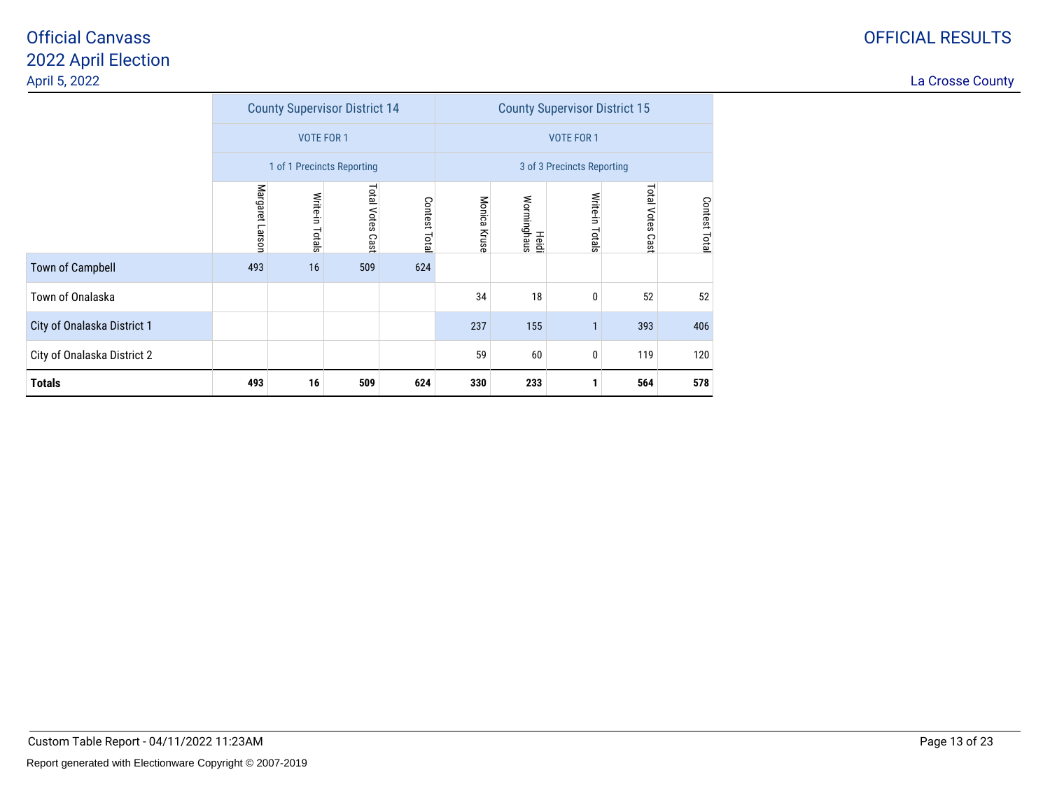# Official Canvass
## 2022 April Election
April 5, 2022

OFFICIAL RESULTS

La Crosse County

| | County Supervisor District 14 | | | | County Supervisor District 15 | | | | |
|---|---|---|---|---|---|---|---|---|---|
| | VOTE FOR 1 | | | | VOTE FOR 1 | | | | |
| | 1 of 1 Precincts Reporting | | | | 3 of 3 Precincts Reporting | | | | |
| | Margaret Larson | Write-in Totals | Total Votes Cast | Contest Total | Monica Kruse | Heidi Worminghaus | Write-in Totals | Total Votes Cast | Contest Total |
| Town of Campbell | 493 | 16 | 509 | 624 | | | | | |
| Town of Onalaska | | | | | 34 | 18 | 0 | 52 | 52 |
| City of Onalaska District 1 | | | | | 237 | 155 | 1 | 393 | 406 |
| City of Onalaska District 2 | | | | | 59 | 60 | 0 | 119 | 120 |
| **Totals** | **493** | **16** | **509** | **624** | **330** | **233** | **1** | **564** | **578** |

Custom Table Report - 04/11/2022 11:23AM

Report generated with Electionware Copyright © 2007-2019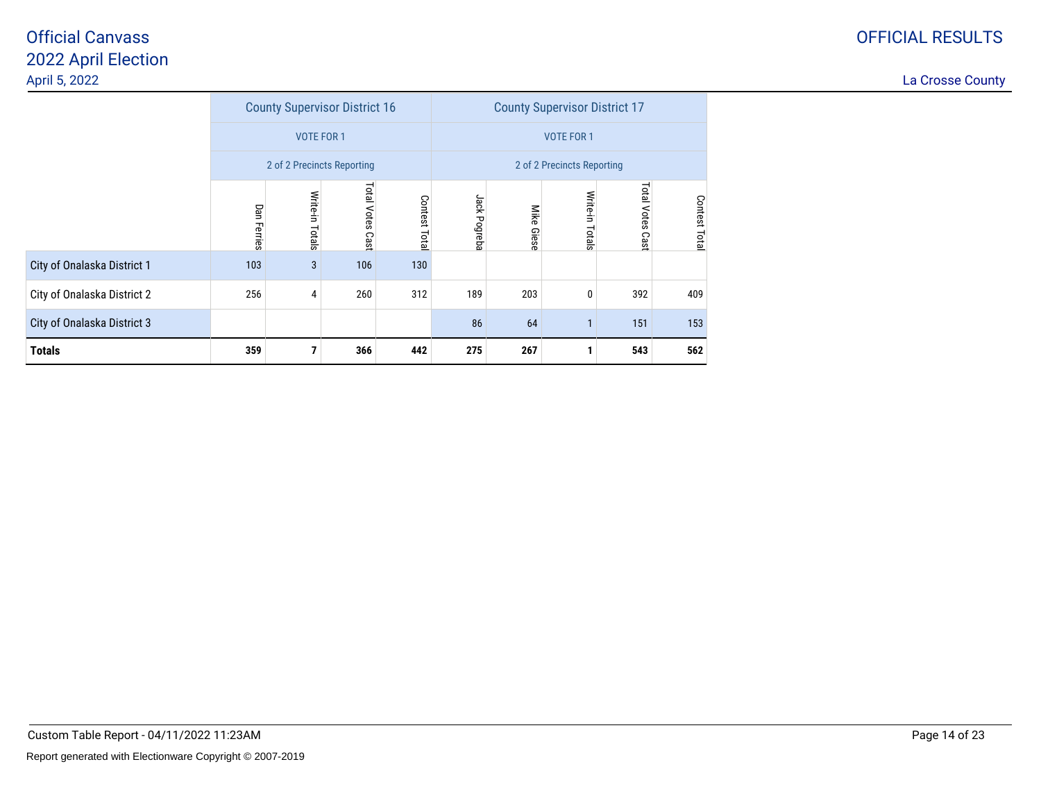Official Canvass
2022 April Election
April 5, 2022

OFFICIAL RESULTS

La Crosse County

| | County Supervisor District 16 | | | | County Supervisor District 17 | | | | |
|---|---|---|---|---|---|---|---|---|---|
| | VOTE FOR 1 | | | | VOTE FOR 1 | | | | |
| | 2 of 2 Precincts Reporting | | | | 2 of 2 Precincts Reporting | | | | |
| | Dan Ferries | Write-in Totals | Total Votes Cast | Contest Total | Jack Pogreba | Mike Giese | Write-in Totals | Total Votes Cast | Contest Total |
| City of Onalaska District 1 | 103 | 3 | 106 | 130 | | | | | |
| City of Onalaska District 2 | 256 | 4 | 260 | 312 | 189 | 203 | 0 | 392 | 409 |
| City of Onalaska District 3 | | | | | 86 | 64 | 1 | 151 | 153 |
| **Totals** | **359** | **7** | **366** | **442** | **275** | **267** | **1** | **543** | **562** |

Custom Table Report - 04/11/2022 11:23AM

Report generated with Electionware Copyright © 2007-2019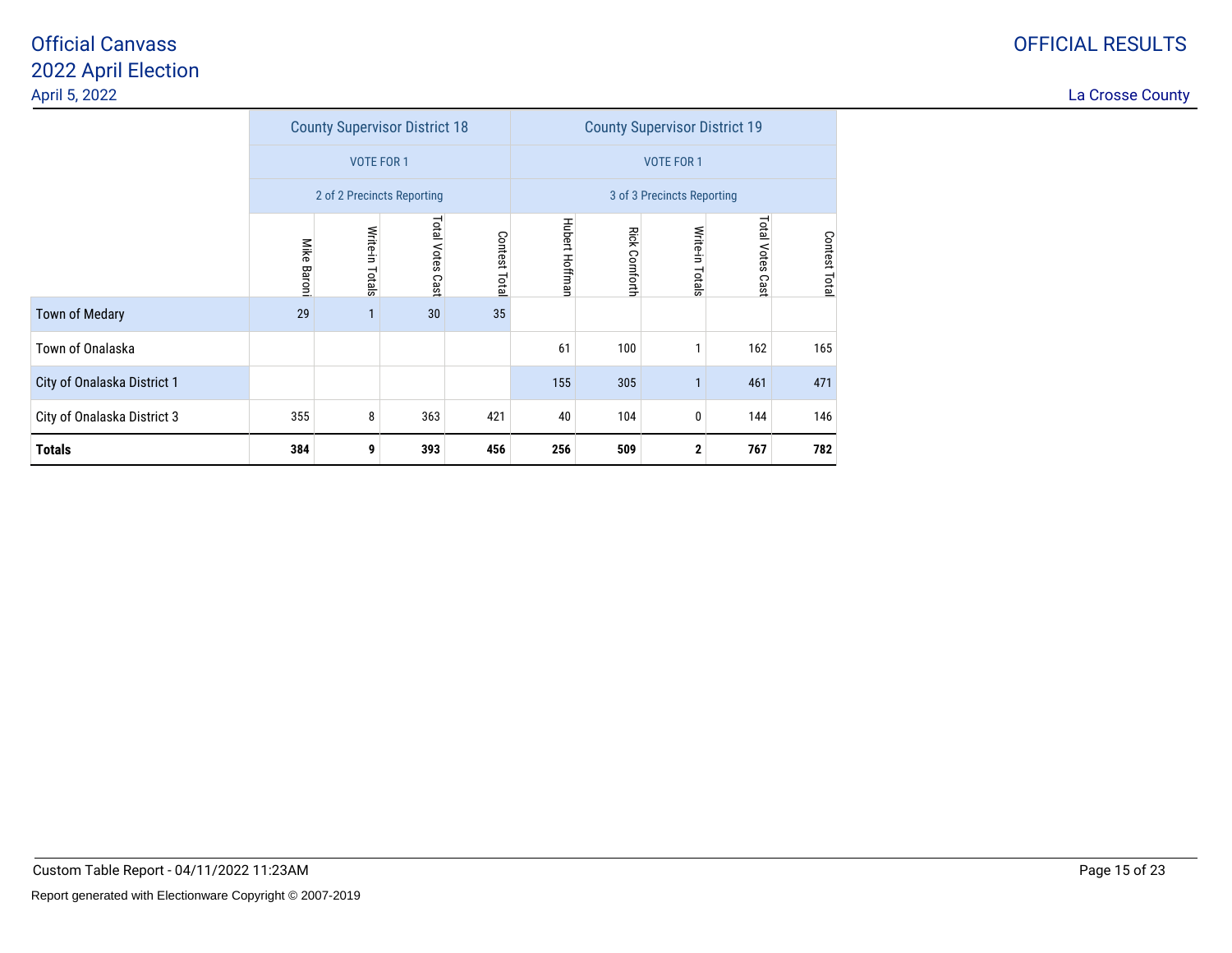# Official Canvass
## 2022 April Election
April 5, 2022

OFFICIAL RESULTS

La Crosse County

| | County Supervisor District 18 | | | | County Supervisor District 19 | | | | |
|---|---|---|---|---|---|---|---|---|---|
| | VOTE FOR 1 | | | | VOTE FOR 1 | | | | |
| | 2 of 2 Precincts Reporting | | | | 3 of 3 Precincts Reporting | | | | |
| | Mike Baroni | Write-in Totals | Total Votes Cast | Contest Total | Hubert Hoffman | Rick Comforth | Write-in Totals | Total Votes Cast | Contest Total |
| Town of Medary | 29 | 1 | 30 | 35 | | | | | |
| Town of Onalaska | | | | | 61 | 100 | 1 | 162 | 165 |
| City of Onalaska District 1 | | | | | 155 | 305 | 1 | 461 | 471 |
| City of Onalaska District 3 | 355 | 8 | 363 | 421 | 40 | 104 | 0 | 144 | 146 |
| **Totals** | **384** | **9** | **393** | **456** | **256** | **509** | **2** | **767** | **782** |

Custom Table Report - 04/11/2022 11:23AM

Report generated with Electionware Copyright © 2007-2019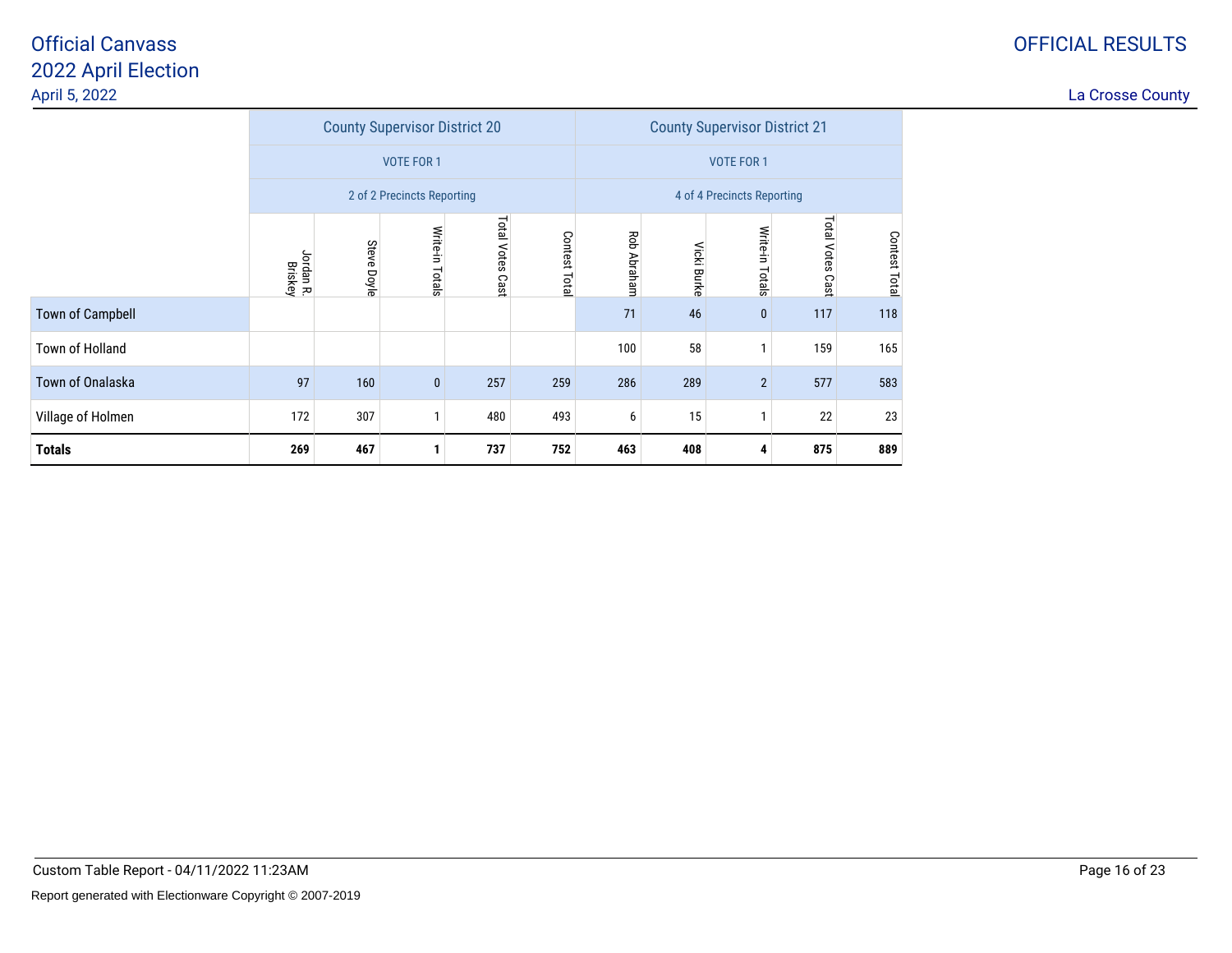# Official Canvass
## 2022 April Election

April 5, 2022

OFFICIAL RESULTS

La Crosse County

| | County Supervisor District 20 | | | | | County Supervisor District 21 | | | | |
|---|---|---|---|---|---|---|---|---|---|---|
| | VOTE FOR 1 | | | | | VOTE FOR 1 | | | | |
| | 2 of 2 Precincts Reporting | | | | | 4 of 4 Precincts Reporting | | | | |
| | Jordan R. Briskey | Steve Doyle | Write-in Totals | Total Votes Cast | Contest Total | Rob Abraham | Vicki Burke | Write-in Totals | Total Votes Cast | Contest Total |
| Town of Campbell | | | | | | 71 | 46 | 0 | 117 | 118 |
| Town of Holland | | | | | | 100 | 58 | 1 | 159 | 165 |
| Town of Onalaska | 97 | 160 | 0 | 257 | 259 | 286 | 289 | 2 | 577 | 583 |
| Village of Holmen | 172 | 307 | 1 | 480 | 493 | 6 | 15 | 1 | 22 | 23 |
| **Totals** | **269** | **467** | **1** | **737** | **752** | **463** | **408** | **4** | **875** | **889** |

Custom Table Report - 04/11/2022 11:23AM

Report generated with Electionware Copyright © 2007-2019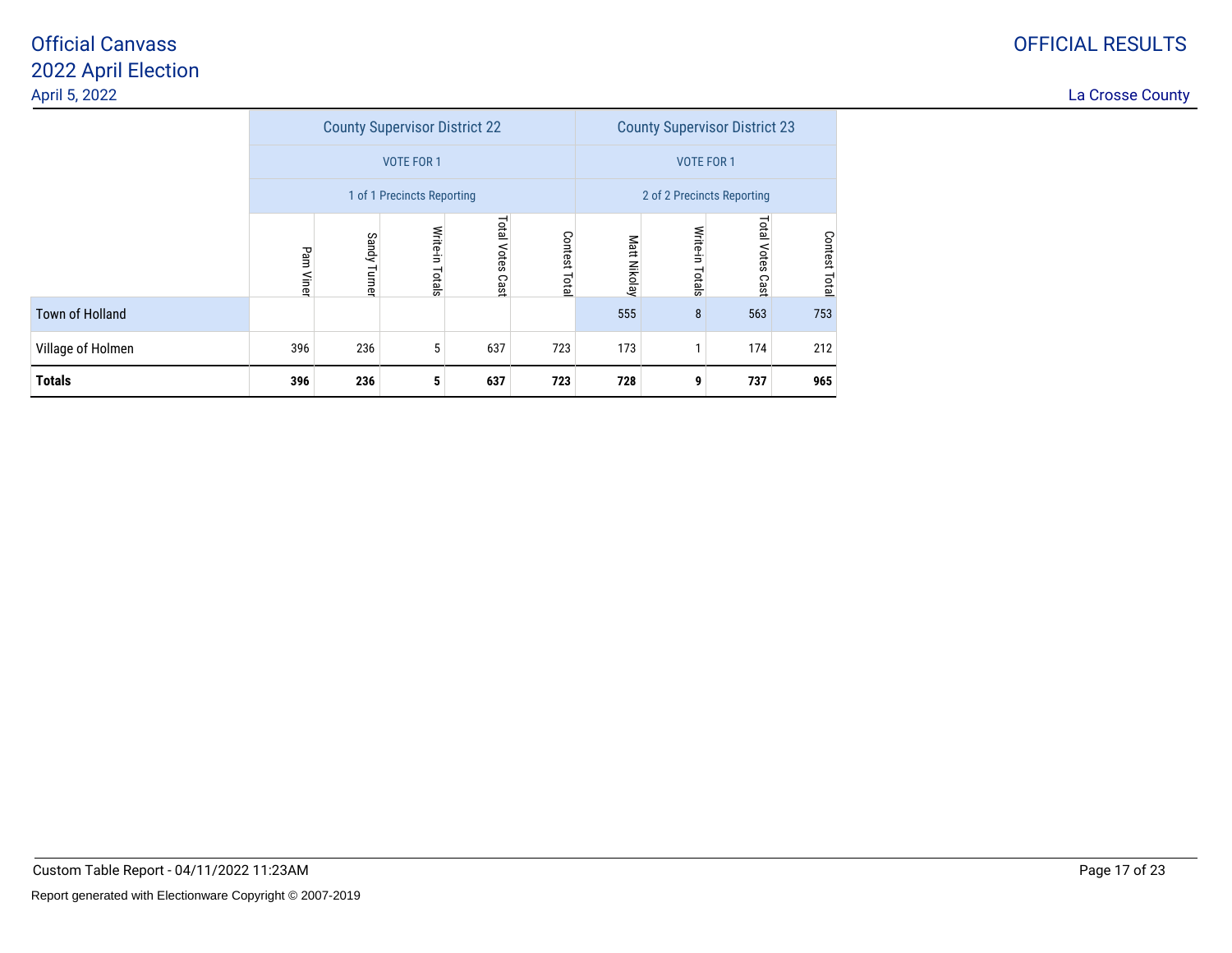# Official Canvass
## 2022 April Election
April 5, 2022

OFFICIAL RESULTS

La Crosse County

| | County Supervisor District 22 | | | | | County Supervisor District 23 | | | |
|---|---|---|---|---|---|---|---|---|---|
| | VOTE FOR 1 | | | | | VOTE FOR 1 | | | |
| | 1 of 1 Precincts Reporting | | | | | 2 of 2 Precincts Reporting | | | |
| | Pam Viner | Sandy Turner | Write-in Totals | Total Votes Cast | Contest Total | Matt Nikolay | Write-in Totals | Total Votes Cast | Contest Total |
| Town of Holland | | | | | | 555 | 8 | 563 | 753 |
| Village of Holmen | 396 | 236 | 5 | 637 | 723 | 173 | 1 | 174 | 212 |
| **Totals** | **396** | **236** | **5** | **637** | **723** | **728** | **9** | **737** | **965** |

Custom Table Report - 04/11/2022 11:23AM

Report generated with Electionware Copyright © 2007-2019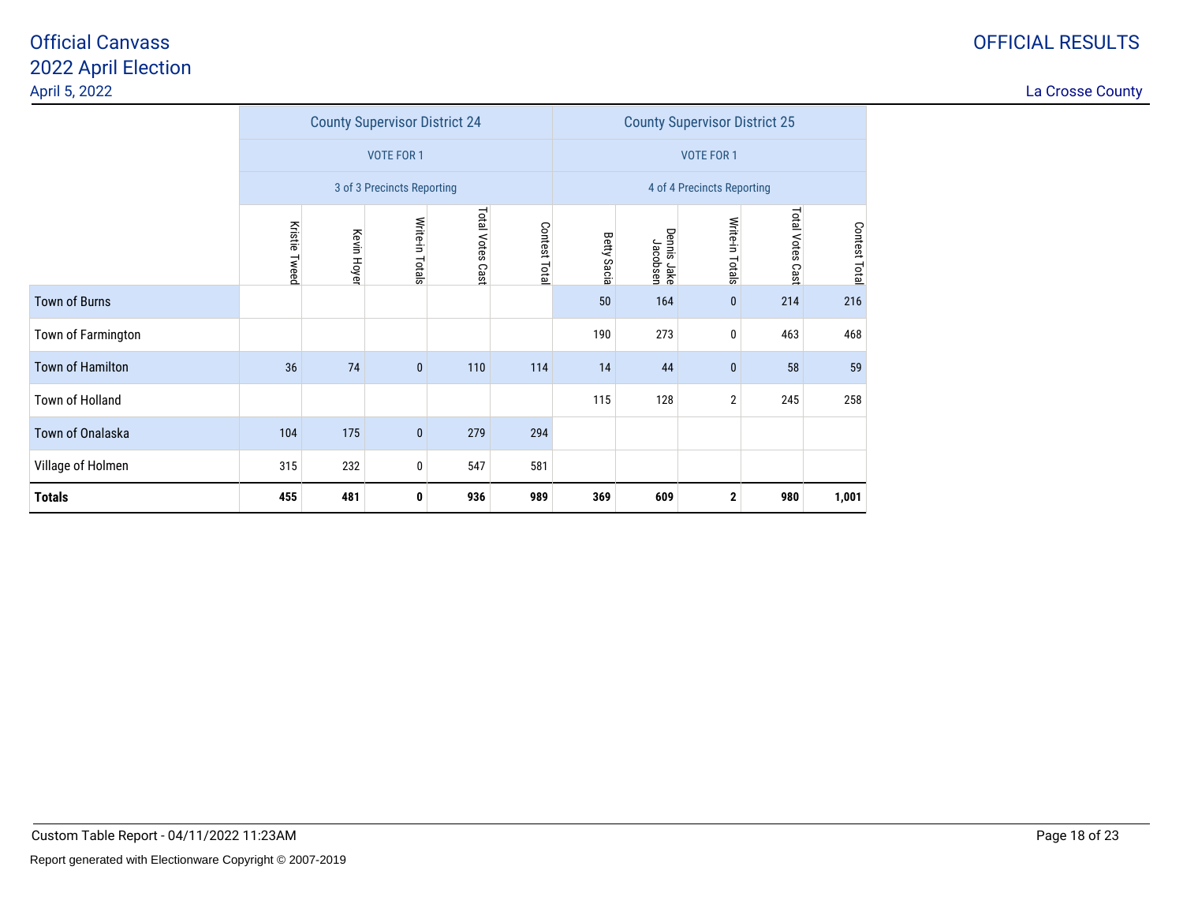Official Canvass
2022 April Election
April 5, 2022

OFFICIAL RESULTS

La Crosse County

| | County Supervisor District 24 | | | | | County Supervisor District 25 | | | | |
|---|---|---|---|---|---|---|---|---|---|---|
| | VOTE FOR 1 | | | | | VOTE FOR 1 | | | | |
| | 3 of 3 Precincts Reporting | | | | | 4 of 4 Precincts Reporting | | | | |
| | Kristie Tweed | Kevin Hoyer | Write-in Totals | Total Votes Cast | Contest Total | Betty Sacia | Dennis Jake Jacobsen | Write-in Totals | Total Votes Cast | Contest Total |
| Town of Burns | | | | | | 50 | 164 | 0 | 214 | 216 |
| Town of Farmington | | | | | | 190 | 273 | 0 | 463 | 468 |
| Town of Hamilton | 36 | 74 | 0 | 110 | 114 | 14 | 44 | 0 | 58 | 59 |
| Town of Holland | | | | | | 115 | 128 | 2 | 245 | 258 |
| Town of Onalaska | 104 | 175 | 0 | 279 | 294 | | | | | |
| Village of Holmen | 315 | 232 | 0 | 547 | 581 | | | | | |
| **Totals** | **455** | **481** | **0** | **936** | **989** | **369** | **609** | **2** | **980** | **1,001** |

Custom Table Report - 04/11/2022 11:23AM

Report generated with Electionware Copyright © 2007-2019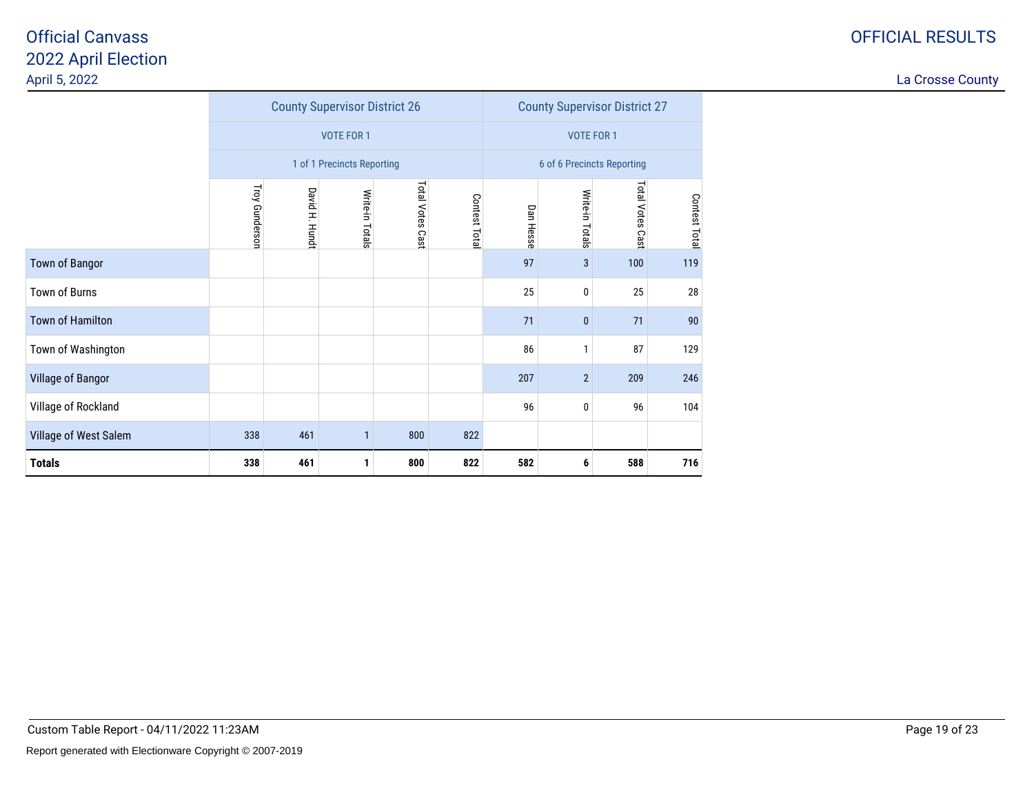# Official Canvass
## 2022 April Election
April 5, 2022

OFFICIAL RESULTS

La Crosse County

| | County Supervisor District 26 | | | | | County Supervisor District 27 | | | |
|---|---|---|---|---|---|---|---|---|---|
| | VOTE FOR 1 | | | | | VOTE FOR 1 | | | |
| | 1 of 1 Precincts Reporting | | | | | 6 of 6 Precincts Reporting | | | |
| | Troy Gunderson | David H. Hundt | Write-in Totals | Total Votes Cast | Contest Total | Dan Hesse | Write-in Totals | Total Votes Cast | Contest Total |
| Town of Bangor | | | | | | 97 | 3 | 100 | 119 |
| Town of Burns | | | | | | 25 | 0 | 25 | 28 |
| Town of Hamilton | | | | | | 71 | 0 | 71 | 90 |
| Town of Washington | | | | | | 86 | 1 | 87 | 129 |
| Village of Bangor | | | | | | 207 | 2 | 209 | 246 |
| Village of Rockland | | | | | | 96 | 0 | 96 | 104 |
| Village of West Salem | 338 | 461 | 1 | 800 | 822 | | | | |
| **Totals** | **338** | **461** | **1** | **800** | **822** | **582** | **6** | **588** | **716** |

Custom Table Report - 04/11/2022 11:23AM

Report generated with Electionware Copyright © 2007-2019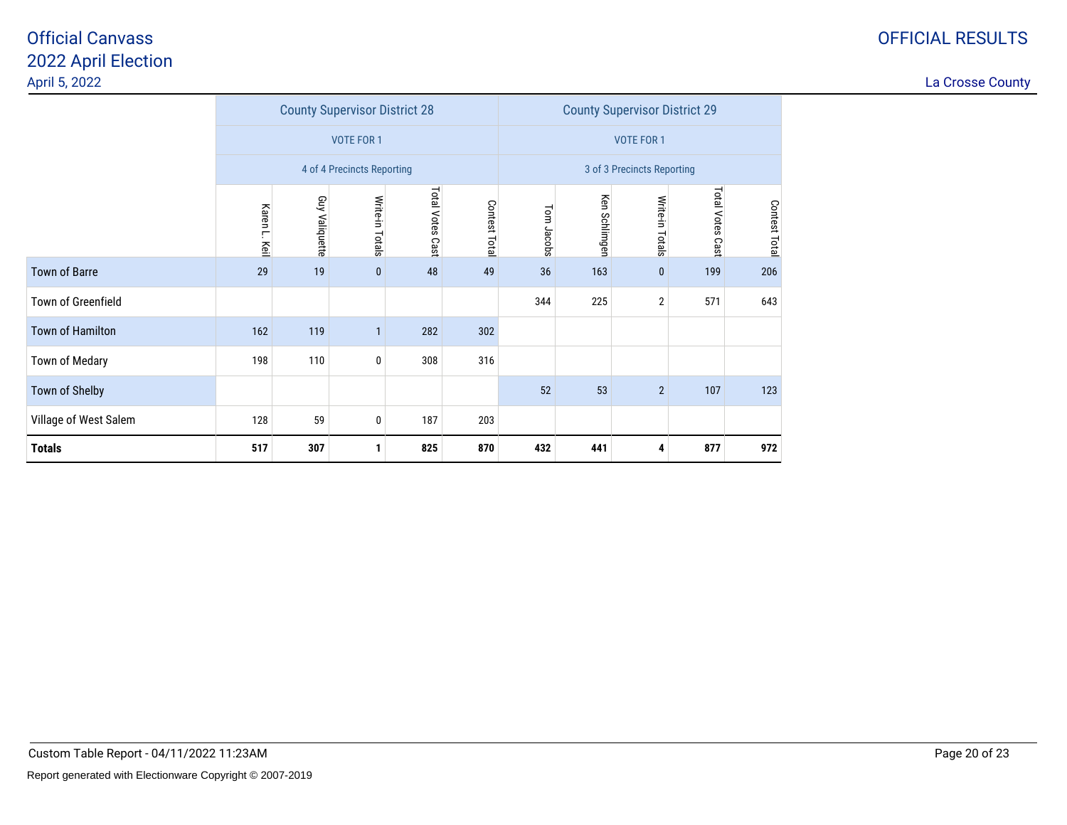# Official Canvass
## 2022 April Election
April 5, 2022

OFFICIAL RESULTS

La Crosse County

| | County Supervisor District 28 | | | | | County Supervisor District 29 | | | | |
|---|---|---|---|---|---|---|---|---|---|---|
| | VOTE FOR 1 | | | | | VOTE FOR 1 | | | | |
| | 4 of 4 Precincts Reporting | | | | | 3 of 3 Precincts Reporting | | | | |
| | Karen L. Keil | Guy Valiquette | Write-in Totals | Total Votes Cast | Contest Total | Tom Jacobs | Ken Schlimgen | Write-in Totals | Total Votes Cast | Contest Total |
| Town of Barre | 29 | 19 | 0 | 48 | 49 | 36 | 163 | 0 | 199 | 206 |
| Town of Greenfield | | | | | | 344 | 225 | 2 | 571 | 643 |
| Town of Hamilton | 162 | 119 | 1 | 282 | 302 | | | | | |
| Town of Medary | 198 | 110 | 0 | 308 | 316 | | | | | |
| Town of Shelby | | | | | | 52 | 53 | 2 | 107 | 123 |
| Village of West Salem | 128 | 59 | 0 | 187 | 203 | | | | | |
| **Totals** | **517** | **307** | **1** | **825** | **870** | **432** | **441** | **4** | **877** | **972** |

Custom Table Report - 04/11/2022 11:23AM

Report generated with Electionware Copyright © 2007-2019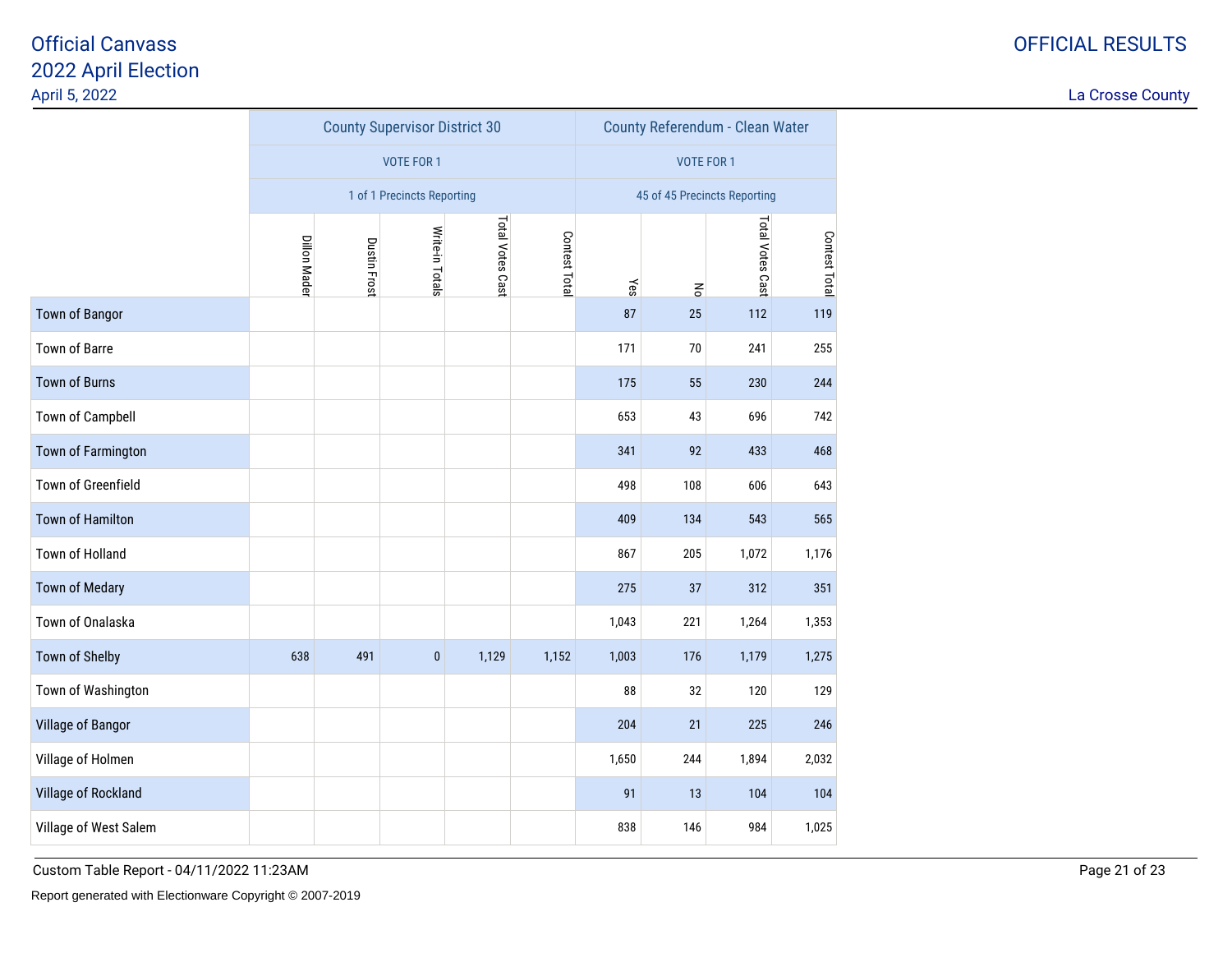# Official Canvass
## 2022 April Election
April 5, 2022

OFFICIAL RESULTS

La Crosse County

| | County Supervisor District 30 | | | | | County Referendum - Clean Water | | | |
|---|---|---|---|---|---|---|---|---|---|
| | VOTE FOR 1 | | | | | VOTE FOR 1 | | | |
| | 1 of 1 Precincts Reporting | | | | | 45 of 45 Precincts Reporting | | | |
| | Dillon Mader | Dustin Frost | Write-in Totals | Total Votes Cast | Contest Total | Yes | No | Total Votes Cast | Contest Total |
| Town of Bangor | | | | | | 87 | 25 | 112 | 119 |
| Town of Barre | | | | | | 171 | 70 | 241 | 255 |
| Town of Burns | | | | | | 175 | 55 | 230 | 244 |
| Town of Campbell | | | | | | 653 | 43 | 696 | 742 |
| Town of Farmington | | | | | | 341 | 92 | 433 | 468 |
| Town of Greenfield | | | | | | 498 | 108 | 606 | 643 |
| Town of Hamilton | | | | | | 409 | 134 | 543 | 565 |
| Town of Holland | | | | | | 867 | 205 | 1,072 | 1,176 |
| Town of Medary | | | | | | 275 | 37 | 312 | 351 |
| Town of Onalaska | | | | | | 1,043 | 221 | 1,264 | 1,353 |
| Town of Shelby | 638 | 491 | 0 | 1,129 | 1,152 | 1,003 | 176 | 1,179 | 1,275 |
| Town of Washington | | | | | | 88 | 32 | 120 | 129 |
| Village of Bangor | | | | | | 204 | 21 | 225 | 246 |
| Village of Holmen | | | | | | 1,650 | 244 | 1,894 | 2,032 |
| Village of Rockland | | | | | | 91 | 13 | 104 | 104 |
| Village of West Salem | | | | | | 838 | 146 | 984 | 1,025 |

Custom Table Report - 04/11/2022 11:23AM

Report generated with Electionware Copyright © 2007-2019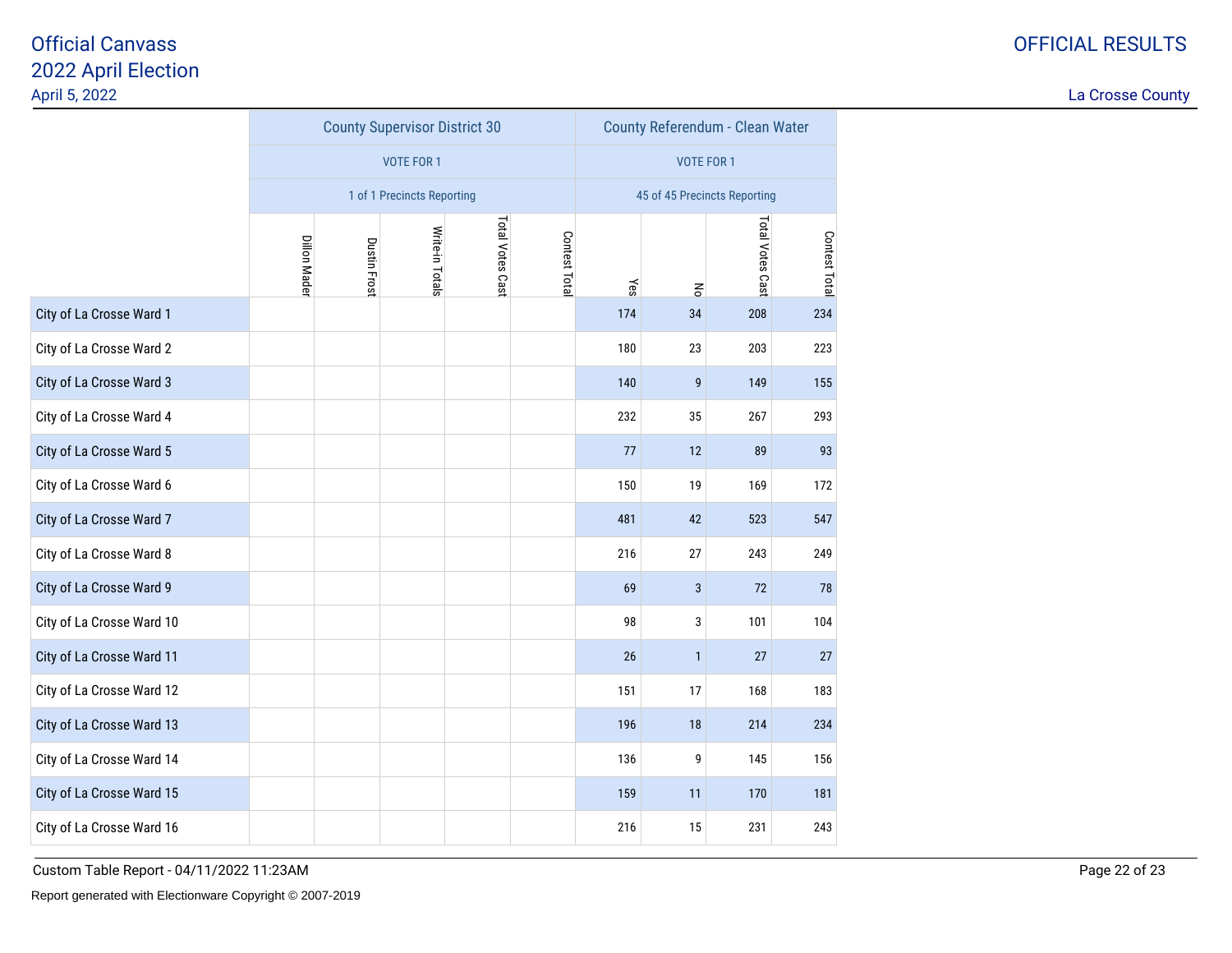Official Canvass
2022 April Election
April 5, 2022

OFFICIAL RESULTS

La Crosse County

| | County Supervisor District 30 | | | | | County Referendum - Clean Water | | | |
|---|---|---|---|---|---|---|---|---|---|
| | VOTE FOR 1 | | | | | VOTE FOR 1 | | | |
| | 1 of 1 Precincts Reporting | | | | | 45 of 45 Precincts Reporting | | | |
| | Dillon Mader | Dustin Frost | Write-in Totals | Total Votes Cast | Contest Total | Yes | No | Total Votes Cast | Contest Total |
| City of La Crosse Ward 1 | | | | | | 174 | 34 | 208 | 234 |
| City of La Crosse Ward 2 | | | | | | 180 | 23 | 203 | 223 |
| City of La Crosse Ward 3 | | | | | | 140 | 9 | 149 | 155 |
| City of La Crosse Ward 4 | | | | | | 232 | 35 | 267 | 293 |
| City of La Crosse Ward 5 | | | | | | 77 | 12 | 89 | 93 |
| City of La Crosse Ward 6 | | | | | | 150 | 19 | 169 | 172 |
| City of La Crosse Ward 7 | | | | | | 481 | 42 | 523 | 547 |
| City of La Crosse Ward 8 | | | | | | 216 | 27 | 243 | 249 |
| City of La Crosse Ward 9 | | | | | | 69 | 3 | 72 | 78 |
| City of La Crosse Ward 10 | | | | | | 98 | 3 | 101 | 104 |
| City of La Crosse Ward 11 | | | | | | 26 | 1 | 27 | 27 |
| City of La Crosse Ward 12 | | | | | | 151 | 17 | 168 | 183 |
| City of La Crosse Ward 13 | | | | | | 196 | 18 | 214 | 234 |
| City of La Crosse Ward 14 | | | | | | 136 | 9 | 145 | 156 |
| City of La Crosse Ward 15 | | | | | | 159 | 11 | 170 | 181 |
| City of La Crosse Ward 16 | | | | | | 216 | 15 | 231 | 243 |

Custom Table Report - 04/11/2022 11:23AM

Report generated with Electionware Copyright © 2007-2019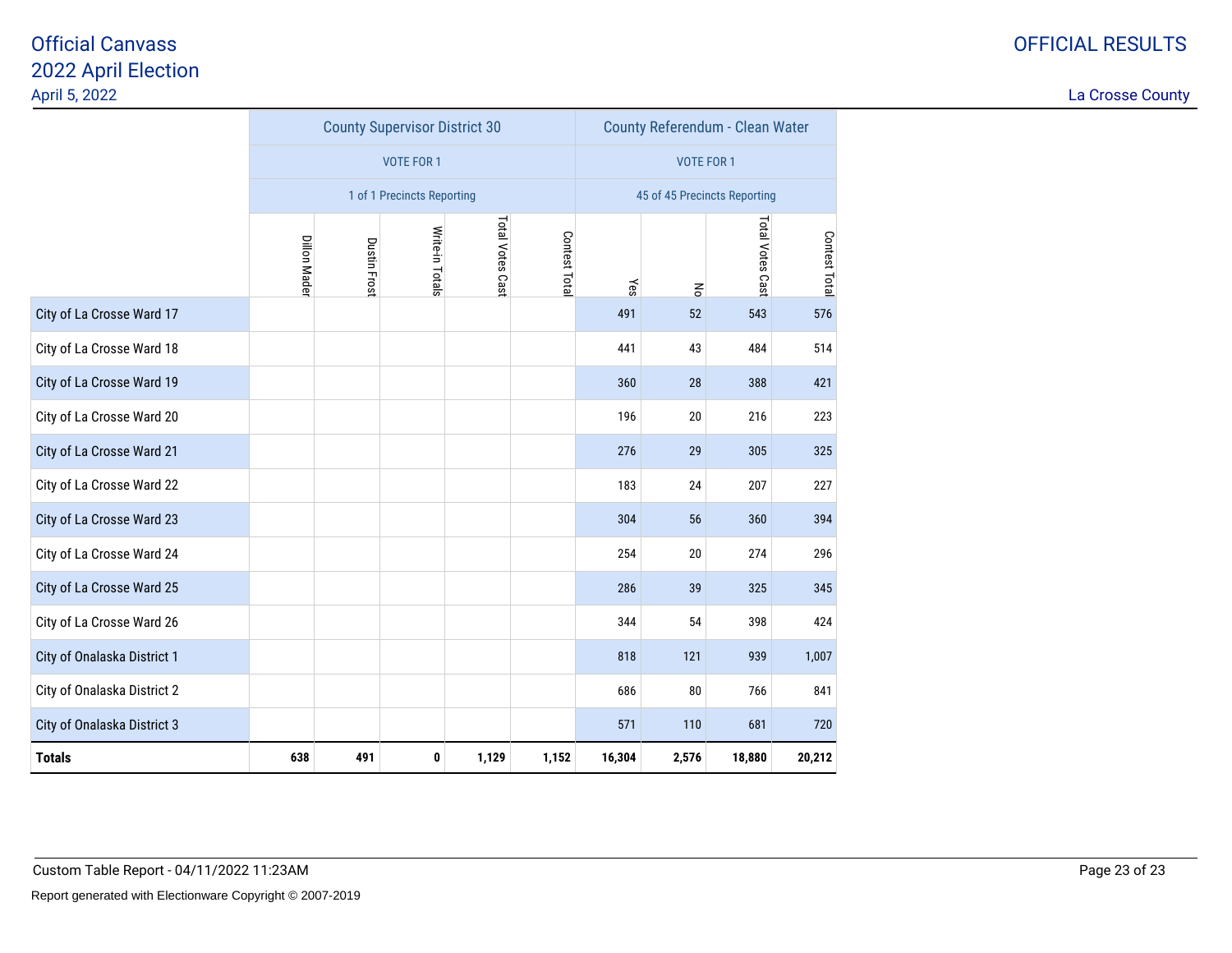Official Canvass
2022 April Election
April 5, 2022

OFFICIAL RESULTS

La Crosse County

| | County Supervisor District 30 | | | | | County Referendum - Clean Water | | | |
|---|---|---|---|---|---|---|---|---|---|
| | VOTE FOR 1 | | | | | VOTE FOR 1 | | | |
| | 1 of 1 Precincts Reporting | | | | | 45 of 45 Precincts Reporting | | | |
| | Dillon Mader | Dustin Frost | Write-in Totals | Total Votes Cast | Contest Total | Yes | No | Total Votes Cast | Contest Total |
| City of La Crosse Ward 17 | | | | | | 491 | 52 | 543 | 576 |
| City of La Crosse Ward 18 | | | | | | 441 | 43 | 484 | 514 |
| City of La Crosse Ward 19 | | | | | | 360 | 28 | 388 | 421 |
| City of La Crosse Ward 20 | | | | | | 196 | 20 | 216 | 223 |
| City of La Crosse Ward 21 | | | | | | 276 | 29 | 305 | 325 |
| City of La Crosse Ward 22 | | | | | | 183 | 24 | 207 | 227 |
| City of La Crosse Ward 23 | | | | | | 304 | 56 | 360 | 394 |
| City of La Crosse Ward 24 | | | | | | 254 | 20 | 274 | 296 |
| City of La Crosse Ward 25 | | | | | | 286 | 39 | 325 | 345 |
| City of La Crosse Ward 26 | | | | | | 344 | 54 | 398 | 424 |
| City of Onalaska District 1 | | | | | | 818 | 121 | 939 | 1,007 |
| City of Onalaska District 2 | | | | | | 686 | 80 | 766 | 841 |
| City of Onalaska District 3 | | | | | | 571 | 110 | 681 | 720 |
| **Totals** | **638** | **491** | **0** | **1,129** | **1,152** | **16,304** | **2,576** | **18,880** | **20,212** |

Custom Table Report - 04/11/2022 11:23AM

Report generated with Electionware Copyright © 2007-2019